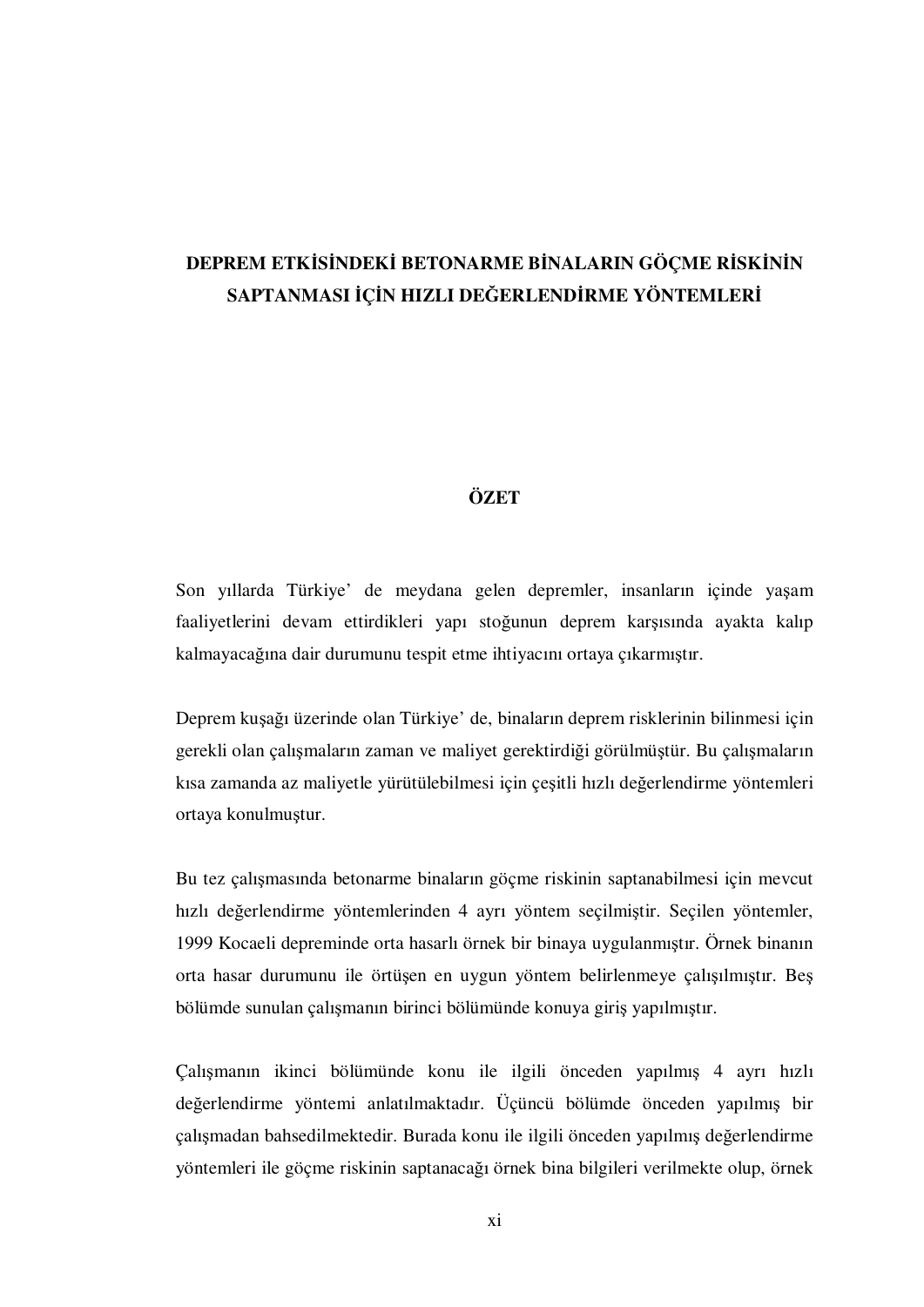# DEPREM ETKİSİNDEKİ BETONARME BİNALARIN GÖÇME RİSKİNİN SAPTANMASI İÇİN HIZLI DEĞERLENDİRME YÖNTEMLERİ

## ÖZET

Son yıllarda Türkiye' de meydana gelen depremler, insanların içinde yaşam faaliyetlerini devam ettirdikleri yapı stoğunun deprem karşısında ayakta kalıp kalmayacağına dair durumunu tespit etme ihtiyacını ortaya çıkarmıştır.

Deprem kuşağı üzerinde olan Türkiye' de, binaların deprem risklerinin bilinmesi için gerekli olan çalışmaların zaman ve maliyet gerektirdiği görülmüştür. Bu çalışmaların kısa zamanda az maliyetle yürütülebilmesi için çeşitli hızlı değerlendirme yöntemleri ortaya konulmuştur.

Bu tez çalışmasında betonarme binaların göçme riskinin saptanabilmesi için mevcut hızlı değerlendirme yöntemlerinden 4 ayrı yöntem seçilmiştir. Seçilen yöntemler, 1999 Kocaeli depreminde orta hasarlı örnek bir binaya uygulanmıştır. Örnek binanın orta hasar durumunu ile örtüşen en uygun yöntem belirlenmeye çalışılmıştır. Beş bölümde sunulan çalışmanın birinci bölümünde konuya giriş yapılmıştır.

Çalışmanın ikinci bölümünde konu ile ilgili önceden yapılmış 4 ayrı hızlı değerlendirme yöntemi anlatılmaktadır. Üçüncü bölümde önceden yapılmış bir çalışmadan bahsedilmektedir. Burada konu ile ilgili önceden yapılmış değerlendirme yöntemleri ile göçme riskinin saptanacağı örnek bina bilgileri verilmekte olup, örnek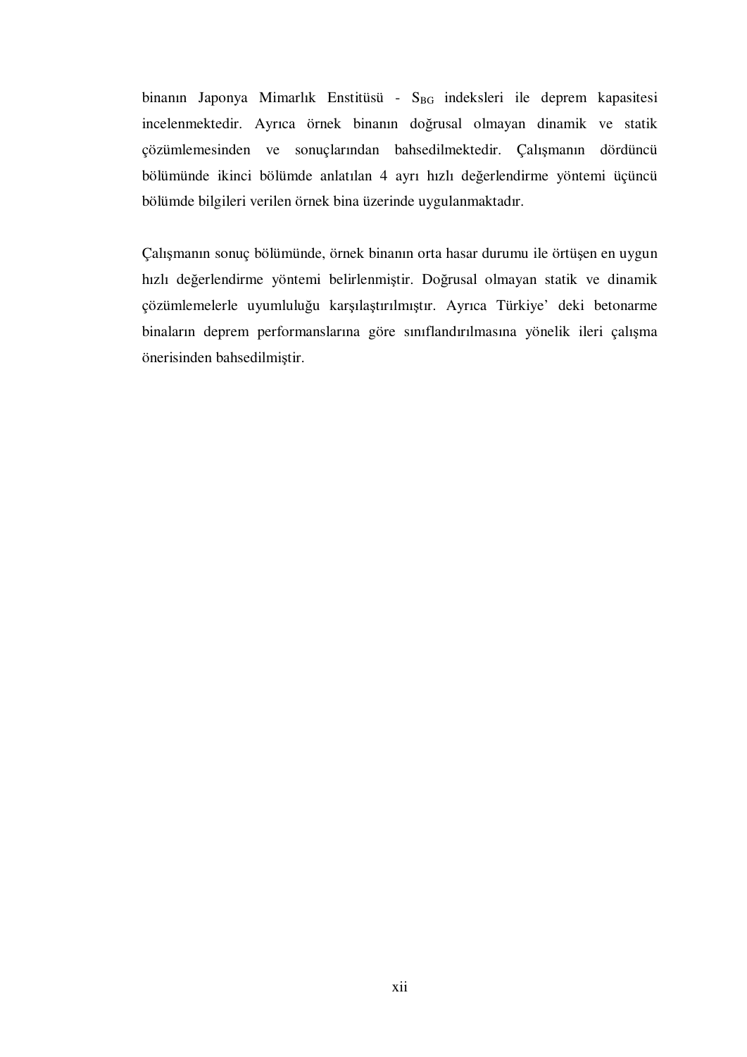binanın Japonya Mimarlık Enstitüsü - $S_{BG}$ indeksleri ile deprem kapasitesi incelenmektedir. Ayrıca örnek binanın doğrusal olmayan dinamik ve statik çözümlemesinden ve sonuçlarından bahsedilmektedir. Çalışmanın dördüncü bölümünde ikinci bölümde anlatılan 4 ayrı hızlı değerlendirme yöntemi üçüncü bölümde bilgileri verilen örnek bina üzerinde uygulanmaktadır.

Çalışmanın sonuç bölümünde, örnek binanın orta hasar durumu ile örtüşen en uygun hızlı değerlendirme yöntemi belirlenmiştir. Doğrusal olmayan statik ve dinamik çözümlemelerle uyumluluğu karşılaştırılmıştır. Ayrıca Türkiye' deki betonarme binaların deprem performanslarına göre sınıflandırılmasına yönelik ileri çalışma önerisinden bahsedilmiştir.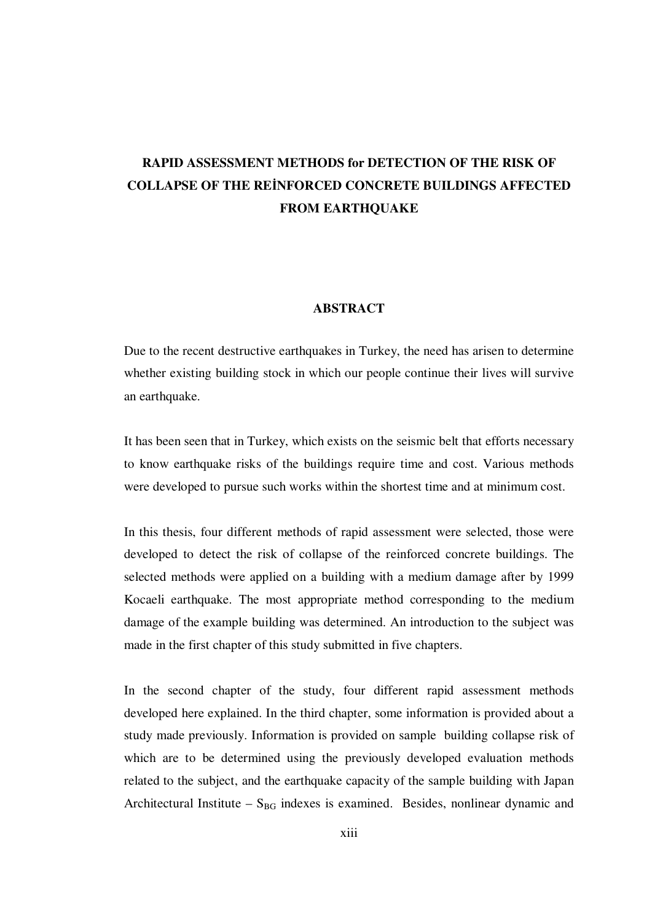# RAPID ASSESSMENT METHODS for DETECTION OF THE RISK OF COLLAPSE OF THE REİNFORCED CONCRETE BUILDINGS AFFECTED FROM EARTHQUAKE

## ABSTRACT

Due to the recent destructive earthquakes in Turkey, the need has arisen to determine whether existing building stock in which our people continue their lives will survive an earthquake.

It has been seen that in Turkey, which exists on the seismic belt that efforts necessary to know earthquake risks of the buildings require time and cost. Various methods were developed to pursue such works within the shortest time and at minimum cost.

In this thesis, four different methods of rapid assessment were selected, those were developed to detect the risk of collapse of the reinforced concrete buildings. The selected methods were applied on a building with a medium damage after by 1999 Kocaeli earthquake. The most appropriate method corresponding to the medium damage of the example building was determined. An introduction to the subject was made in the first chapter of this study submitted in five chapters.

In the second chapter of the study, four different rapid assessment methods developed here explained. In the third chapter, some information is provided about a study made previously. Information is provided on sample building collapse risk of which are to be determined using the previously developed evaluation methods related to the subject, and the earthquake capacity of the sample building with Japan Architectural Institute – $S_{BG}$ indexes is examined. Besides, nonlinear dynamic and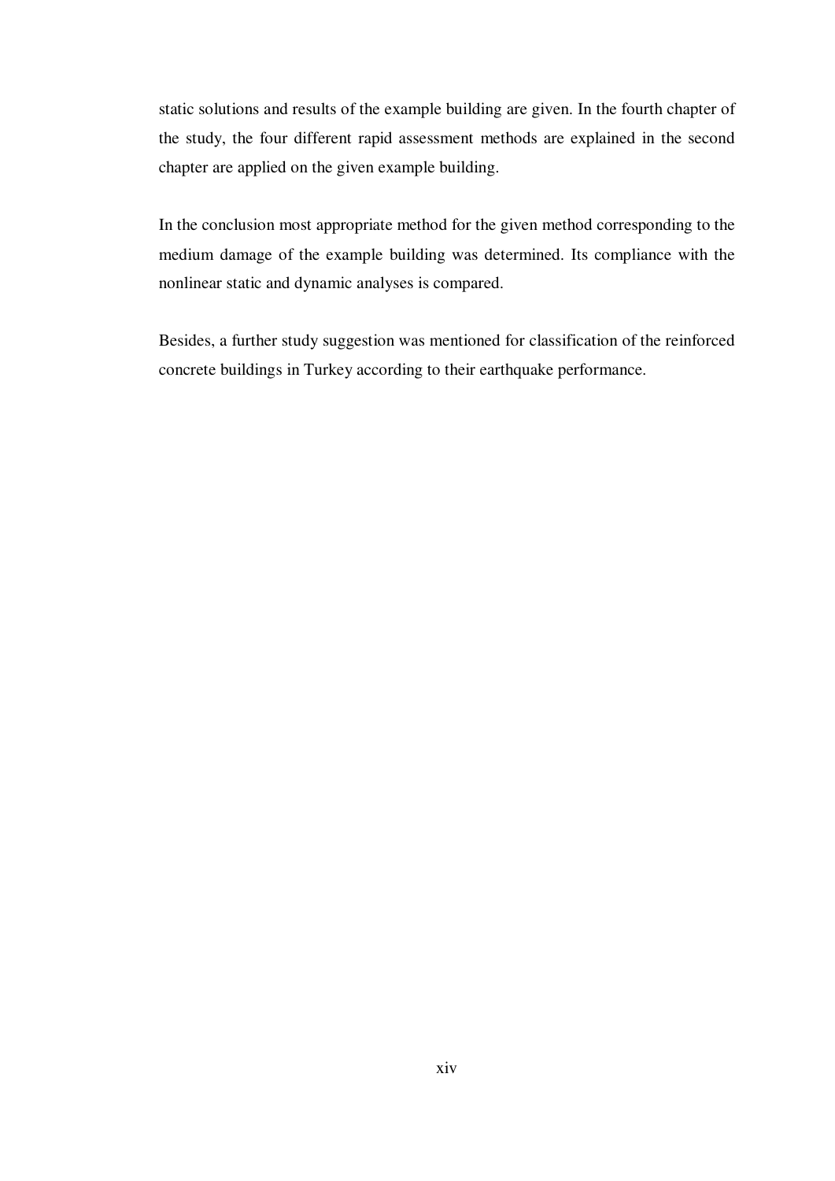static solutions and results of the example building are given. In the fourth chapter of the study, the four different rapid assessment methods are explained in the second chapter are applied on the given example building.

In the conclusion most appropriate method for the given method corresponding to the medium damage of the example building was determined. Its compliance with the nonlinear static and dynamic analyses is compared.

Besides, a further study suggestion was mentioned for classification of the reinforced concrete buildings in Turkey according to their earthquake performance.